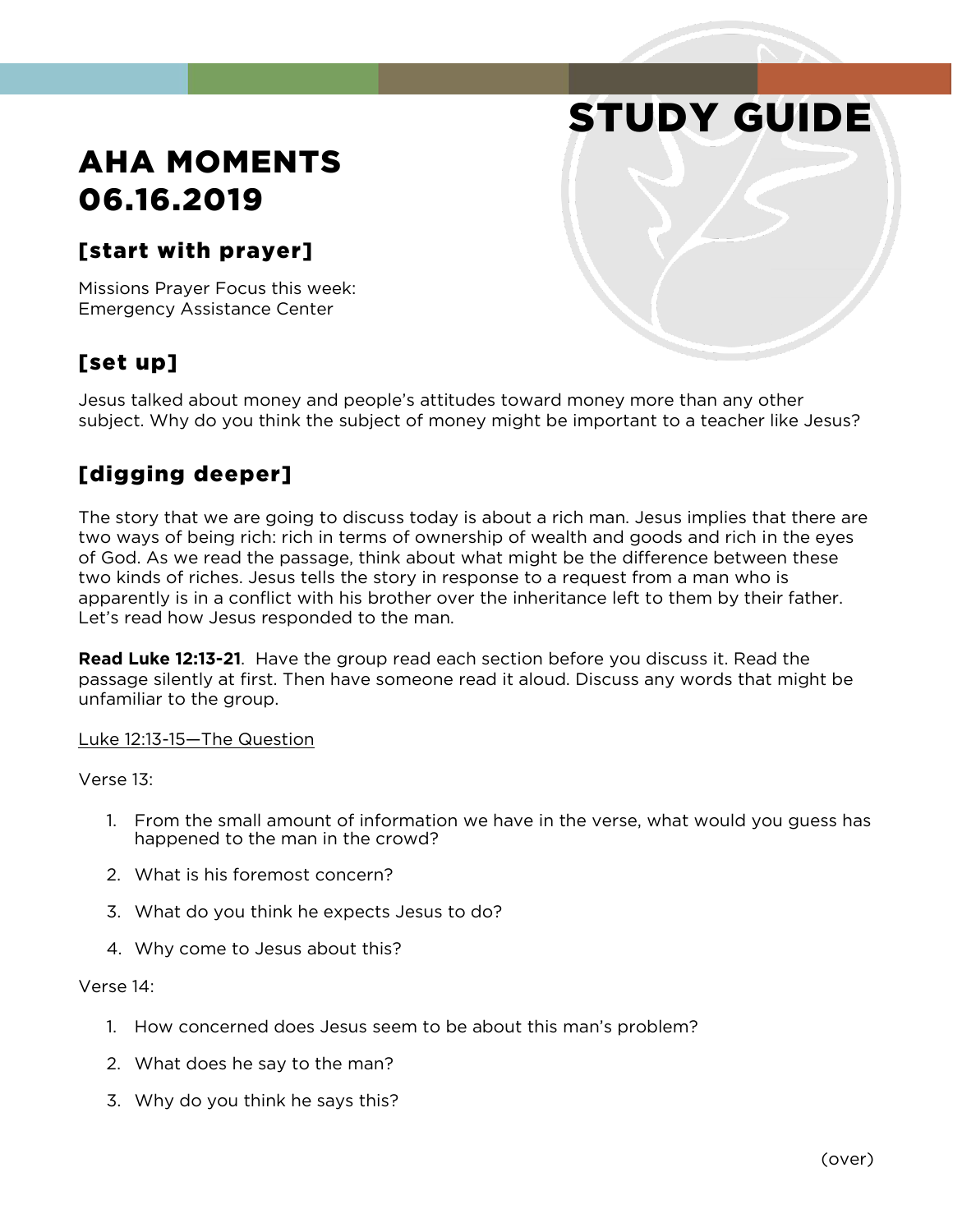# STUDY GUIDE

# AHA MOMENTS 06.16.2019

## [start with prayer]

Missions Prayer Focus this week:
Emergency Assistance Center

## [set up]

Jesus talked about money and people's attitudes toward money more than any other subject. Why do you think the subject of money might be important to a teacher like Jesus?

## [digging deeper]

The story that we are going to discuss today is about a rich man. Jesus implies that there are two ways of being rich: rich in terms of ownership of wealth and goods and rich in the eyes of God. As we read the passage, think about what might be the difference between these two kinds of riches. Jesus tells the story in response to a request from a man who is apparently is in a conflict with his brother over the inheritance left to them by their father. Let's read how Jesus responded to the man.

**Read Luke 12:13-21**. Have the group read each section before you discuss it. Read the passage silently at first. Then have someone read it aloud. Discuss any words that might be unfamiliar to the group.

<u>Luke 12:13-15—The Question</u>

Verse 13:

1. From the small amount of information we have in the verse, what would you guess has happened to the man in the crowd?
2. What is his foremost concern?
3. What do you think he expects Jesus to do?
4. Why come to Jesus about this?

Verse 14:

1. How concerned does Jesus seem to be about this man's problem?
2. What does he say to the man?
3. Why do you think he says this?

(over)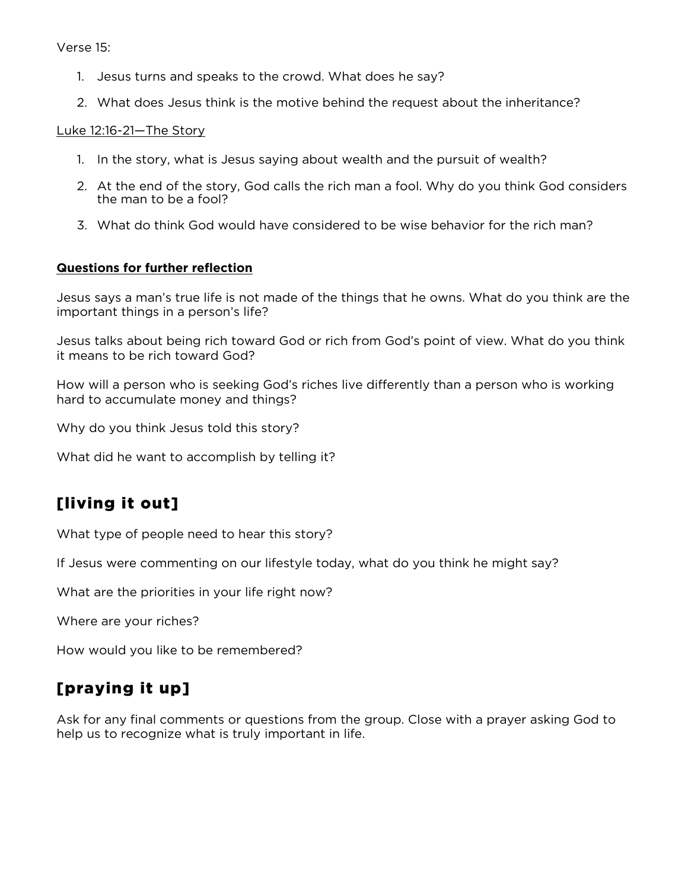Verse 15:

1. Jesus turns and speaks to the crowd. What does he say?
2. What does Jesus think is the motive behind the request about the inheritance?

Luke 12:16-21—The Story

1. In the story, what is Jesus saying about wealth and the pursuit of wealth?
2. At the end of the story, God calls the rich man a fool. Why do you think God considers the man to be a fool?
3. What do think God would have considered to be wise behavior for the rich man?

**Questions for further reflection**

Jesus says a man's true life is not made of the things that he owns. What do you think are the important things in a person's life?

Jesus talks about being rich toward God or rich from God's point of view. What do you think it means to be rich toward God?

How will a person who is seeking God's riches live differently than a person who is working hard to accumulate money and things?

Why do you think Jesus told this story?

What did he want to accomplish by telling it?

## [living it out]

What type of people need to hear this story?

If Jesus were commenting on our lifestyle today, what do you think he might say?

What are the priorities in your life right now?

Where are your riches?

How would you like to be remembered?

## [praying it up]

Ask for any final comments or questions from the group. Close with a prayer asking God to help us to recognize what is truly important in life.